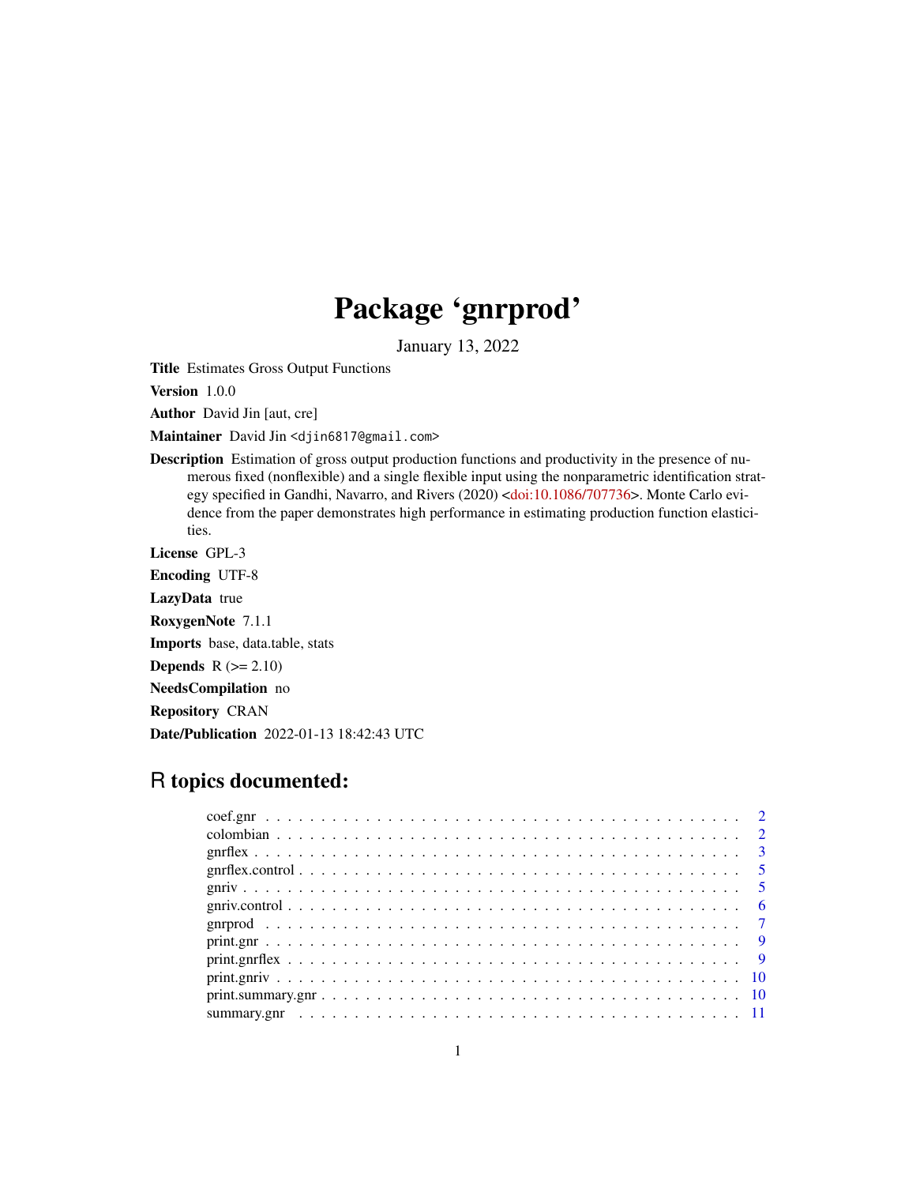# Package 'gnrprod'

January 13, 2022

**Title** Estimates Gross Output Functions

**Version** 1.0.0

**Author** David Jin [aut, cre]

**Maintainer** David Jin <djin6817@gmail.com>

**Description** Estimation of gross output production functions and productivity in the presence of numerous fixed (nonflexible) and a single flexible input using the nonparametric identification strategy specified in Gandhi, Navarro, and Rivers (2020) <doi:10.1086/707736>. Monte Carlo evidence from the paper demonstrates high performance in estimating production function elasticities.

**License** GPL-3

**Encoding** UTF-8

**LazyData** true

**RoxygenNote** 7.1.1

**Imports** base, data.table, stats

**Depends** R (>= 2.10)

**NeedsCompilation** no

**Repository** CRAN

**Date/Publication** 2022-01-13 18:42:43 UTC

## R topics documented:

| | |
|---|---|
| coef.gnr | 2 |
| colombian | 2 |
| gnrflex | 3 |
| gnrflex.control | 5 |
| gnriv | 5 |
| gnriv.control | 6 |
| gnrprod | 7 |
| print.gnr | 9 |
| print.gnrflex | 9 |
| print.gnriv | 10 |
| print.summary.gnr | 10 |
| summary.gnr | 11 |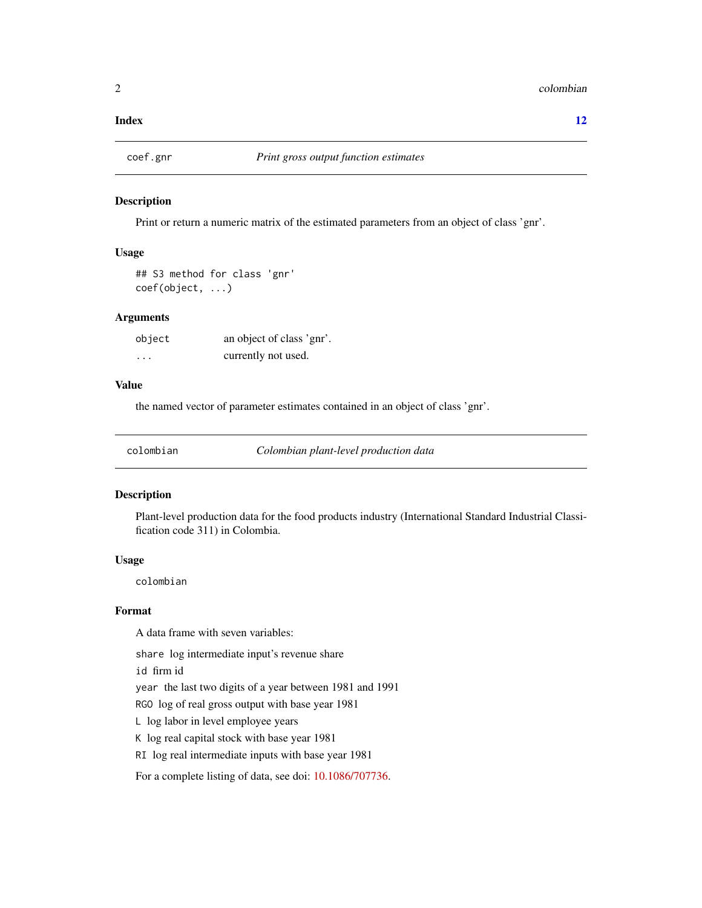**Index** **12**

---

## coef.gnr — *Print gross output function estimates*

### Description

Print or return a numeric matrix of the estimated parameters from an object of class 'gnr'.

### Usage

```
## S3 method for class 'gnr'
coef(object, ...)
```

### Arguments

| | |
|---|---|
| `object` | an object of class 'gnr'. |
| `...` | currently not used. |

### Value

the named vector of parameter estimates contained in an object of class 'gnr'.

---

## colombian — *Colombian plant-level production data*

### Description

Plant-level production data for the food products industry (International Standard Industrial Classification code 311) in Colombia.

### Usage

```
colombian
```

### Format

A data frame with seven variables:

`share` log intermediate input's revenue share

`id` firm id

`year` the last two digits of a year between 1981 and 1991

`RGO` log of real gross output with base year 1981

`L` log labor in level employee years

`K` log real capital stock with base year 1981

`RI` log real intermediate inputs with base year 1981

For a complete listing of data, see doi: 10.1086/707736.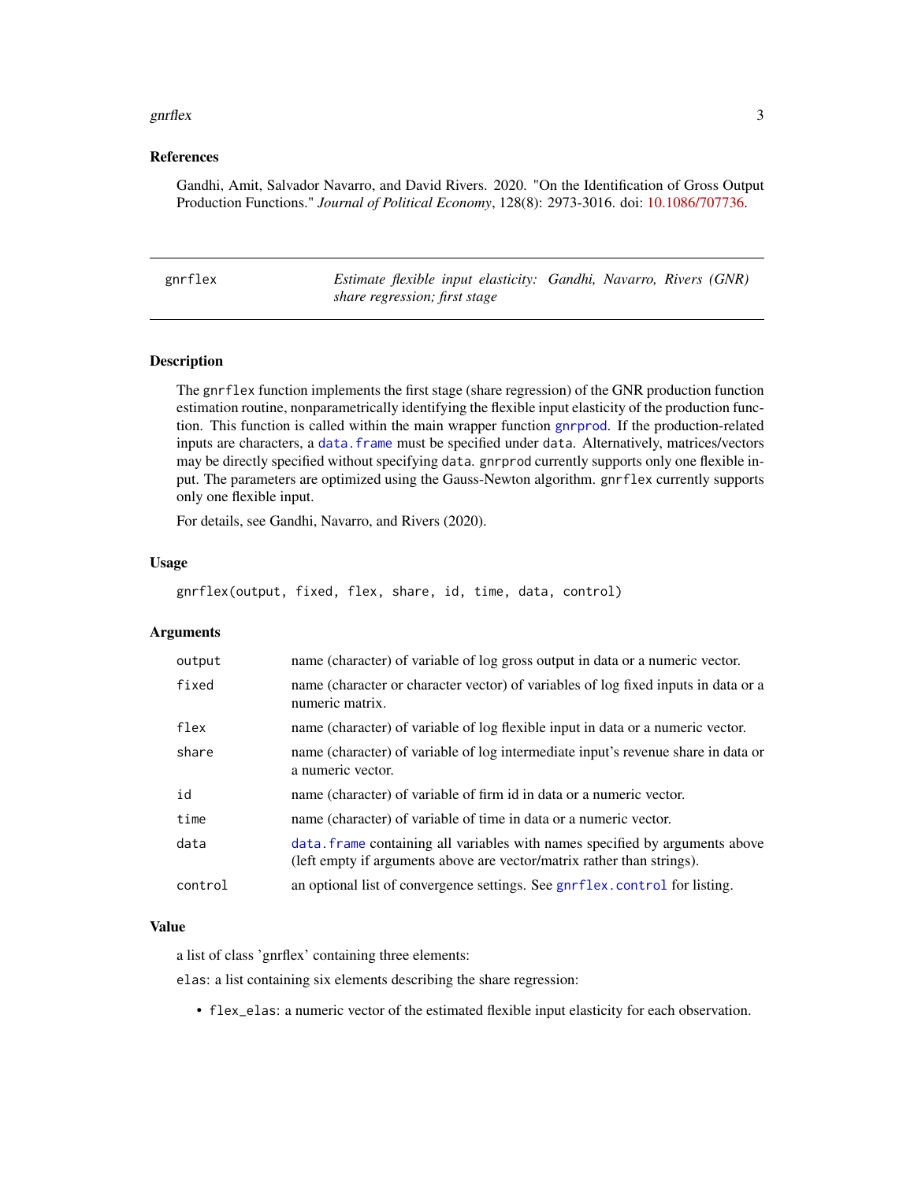### References

Gandhi, Amit, Salvador Navarro, and David Rivers. 2020. "On the Identification of Gross Output Production Functions." *Journal of Political Economy*, 128(8): 2973-3016. doi: 10.1086/707736.

---

## gnrflex — *Estimate flexible input elasticity: Gandhi, Navarro, Rivers (GNR) share regression; first stage*

### Description

The `gnrflex` function implements the first stage (share regression) of the GNR production function estimation routine, nonparametrically identifying the flexible input elasticity of the production function. This function is called within the main wrapper function `gnrprod`. If the production-related inputs are characters, a `data.frame` must be specified under `data`. Alternatively, matrices/vectors may be directly specified without specifying `data`. `gnrprod` currently supports only one flexible input. The parameters are optimized using the Gauss-Newton algorithm. `gnrflex` currently supports only one flexible input.

For details, see Gandhi, Navarro, and Rivers (2020).

### Usage

```
gnrflex(output, fixed, flex, share, id, time, data, control)
```

### Arguments

| Argument | Description |
|---|---|
| `output` | name (character) of variable of log gross output in data or a numeric vector. |
| `fixed` | name (character or character vector) of variables of log fixed inputs in data or a numeric matrix. |
| `flex` | name (character) of variable of log flexible input in data or a numeric vector. |
| `share` | name (character) of variable of log intermediate input's revenue share in data or a numeric vector. |
| `id` | name (character) of variable of firm id in data or a numeric vector. |
| `time` | name (character) of variable of time in data or a numeric vector. |
| `data` | `data.frame` containing all variables with names specified by arguments above (left empty if arguments above are vector/matrix rather than strings). |
| `control` | an optional list of convergence settings. See `gnrflex.control` for listing. |

### Value

a list of class 'gnrflex' containing three elements:

`elas`: a list containing six elements describing the share regression:

- `flex_elas`: a numeric vector of the estimated flexible input elasticity for each observation.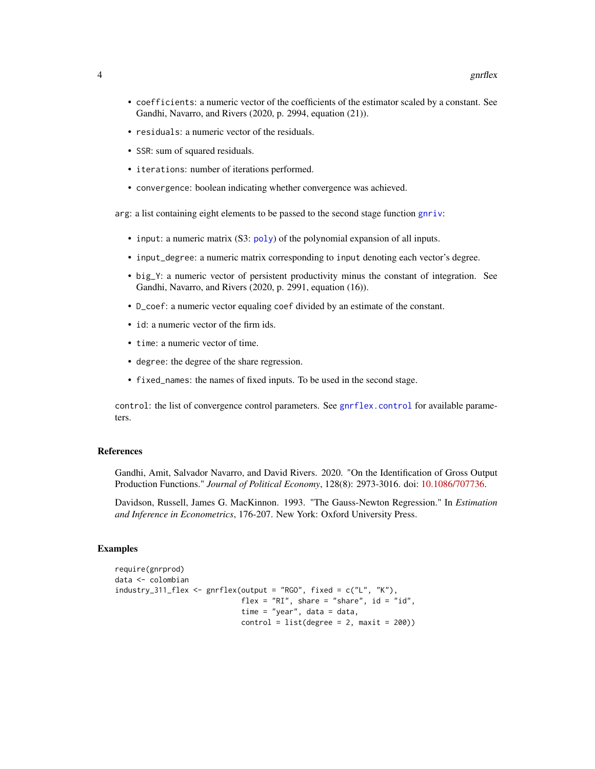- `coefficients`: a numeric vector of the coefficients of the estimator scaled by a constant. See Gandhi, Navarro, and Rivers (2020, p. 2994, equation (21)).
- `residuals`: a numeric vector of the residuals.
- `SSR`: sum of squared residuals.
- `iterations`: number of iterations performed.
- `convergence`: boolean indicating whether convergence was achieved.

`arg`: a list containing eight elements to be passed to the second stage function `gnriv`:

- `input`: a numeric matrix (S3: `poly`) of the polynomial expansion of all inputs.
- `input_degree`: a numeric matrix corresponding to `input` denoting each vector's degree.
- `big_Y`: a numeric vector of persistent productivity minus the constant of integration. See Gandhi, Navarro, and Rivers (2020, p. 2991, equation (16)).
- `D_coef`: a numeric vector equaling `coef` divided by an estimate of the constant.
- `id`: a numeric vector of the firm ids.
- `time`: a numeric vector of time.
- `degree`: the degree of the share regression.
- `fixed_names`: the names of fixed inputs. To be used in the second stage.

`control`: the list of convergence control parameters. See `gnrflex.control` for available parameters.

## References

Gandhi, Amit, Salvador Navarro, and David Rivers. 2020. "On the Identification of Gross Output Production Functions." *Journal of Political Economy*, 128(8): 2973-3016. doi: 10.1086/707736.

Davidson, Russell, James G. MacKinnon. 1993. "The Gauss-Newton Regression." In *Estimation and Inference in Econometrics*, 176-207. New York: Oxford University Press.

## Examples

```
require(gnrprod)
data <- colombian
industry_311_flex <- gnrflex(output = "RGO", fixed = c("L", "K"),
                             flex = "RI", share = "share", id = "id",
                             time = "year", data = data,
                             control = list(degree = 2, maxit = 200))
```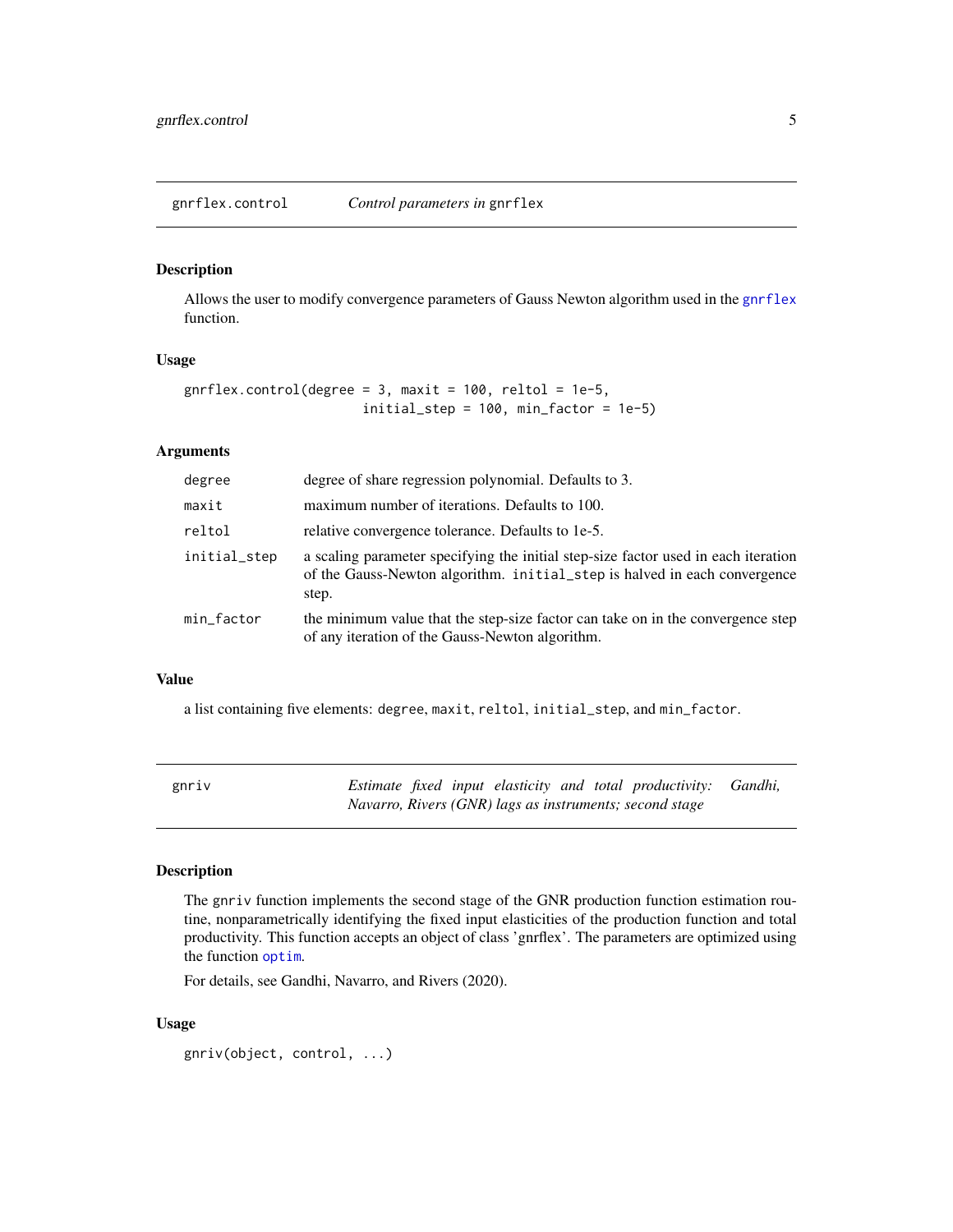## gnrflex.control — *Control parameters in* `gnrflex`

### Description

Allows the user to modify convergence parameters of Gauss Newton algorithm used in the gnrflex function.

### Usage

```
gnrflex.control(degree = 3, maxit = 100, reltol = 1e-5,
                        initial_step = 100, min_factor = 1e-5)
```

### Arguments

| | |
|---|---|
| `degree` | degree of share regression polynomial. Defaults to 3. |
| `maxit` | maximum number of iterations. Defaults to 100. |
| `reltol` | relative convergence tolerance. Defaults to 1e-5. |
| `initial_step` | a scaling parameter specifying the initial step-size factor used in each iteration of the Gauss-Newton algorithm. `initial_step` is halved in each convergence step. |
| `min_factor` | the minimum value that the step-size factor can take on in the convergence step of any iteration of the Gauss-Newton algorithm. |

### Value

a list containing five elements: `degree`, `maxit`, `reltol`, `initial_step`, and `min_factor`.

## gnriv — *Estimate fixed input elasticity and total productivity: Gandhi, Navarro, Rivers (GNR) lags as instruments; second stage*

### Description

The `gnriv` function implements the second stage of the GNR production function estimation routine, nonparametrically identifying the fixed input elasticities of the production function and total productivity. This function accepts an object of class 'gnrflex'. The parameters are optimized using the function optim.

For details, see Gandhi, Navarro, and Rivers (2020).

### Usage

```
gnriv(object, control, ...)
```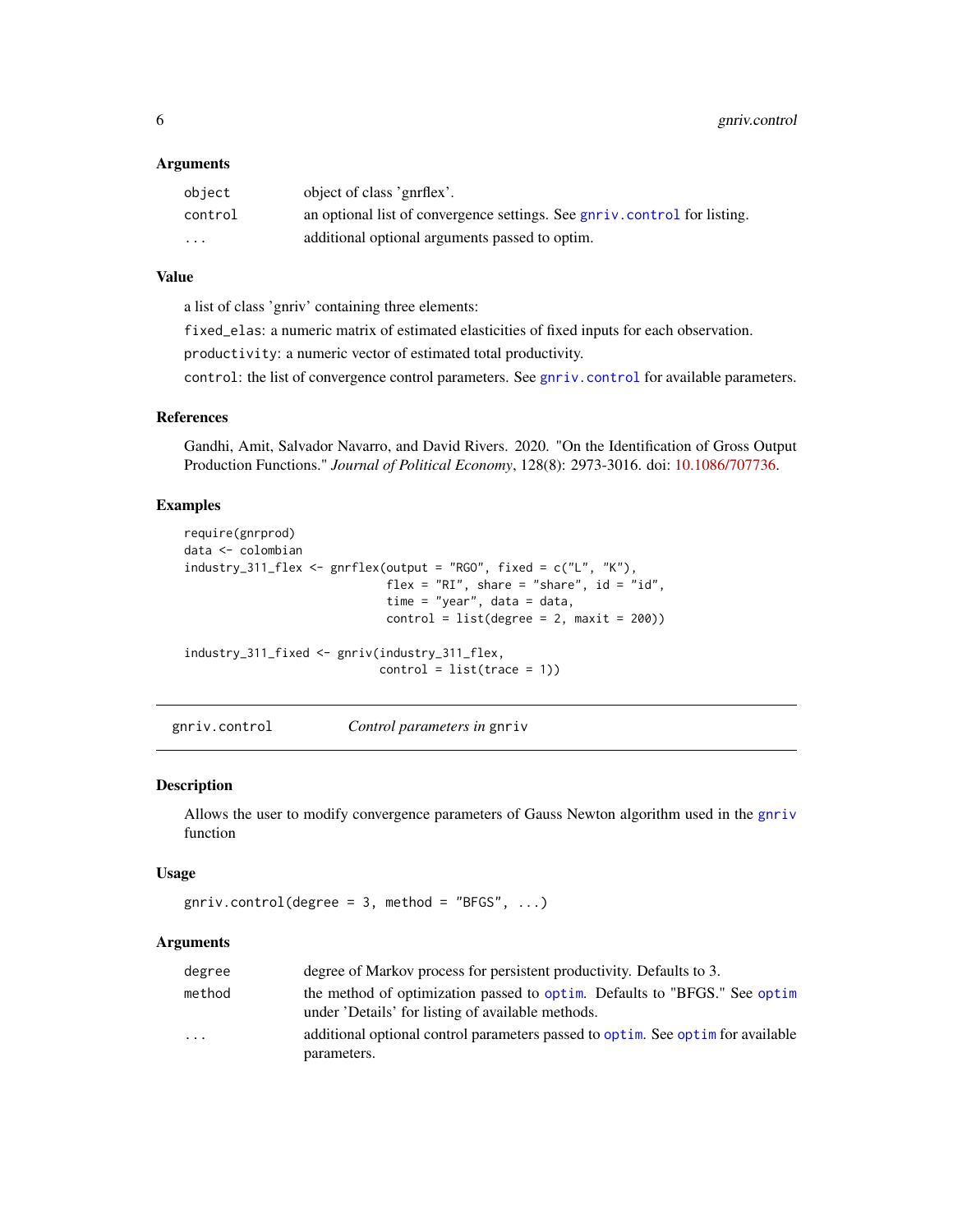### Arguments

| | |
|---|---|
| `object` | object of class 'gnrflex'. |
| `control` | an optional list of convergence settings. See `gnriv.control` for listing. |
| `...` | additional optional arguments passed to optim. |

### Value

a list of class 'gnriv' containing three elements:

`fixed_elas`: a numeric matrix of estimated elasticities of fixed inputs for each observation.

`productivity`: a numeric vector of estimated total productivity.

`control`: the list of convergence control parameters. See `gnriv.control` for available parameters.

### References

Gandhi, Amit, Salvador Navarro, and David Rivers. 2020. "On the Identification of Gross Output Production Functions." *Journal of Political Economy*, 128(8): 2973-3016. doi: 10.1086/707736.

### Examples

```
require(gnrprod)
data <- colombian
industry_311_flex <- gnrflex(output = "RGO", fixed = c("L", "K"),
                              flex = "RI", share = "share", id = "id",
                              time = "year", data = data,
                              control = list(degree = 2, maxit = 200))

industry_311_fixed <- gnriv(industry_311_flex,
                             control = list(trace = 1))
```

---

## gnriv.control    *Control parameters in* gnriv

### Description

Allows the user to modify convergence parameters of Gauss Newton algorithm used in the `gnriv` function

### Usage

```
gnriv.control(degree = 3, method = "BFGS", ...)
```

### Arguments

| | |
|---|---|
| `degree` | degree of Markov process for persistent productivity. Defaults to 3. |
| `method` | the method of optimization passed to `optim`. Defaults to "BFGS." See `optim` under 'Details' for listing of available methods. |
| `...` | additional optional control parameters passed to `optim`. See `optim` for available parameters. |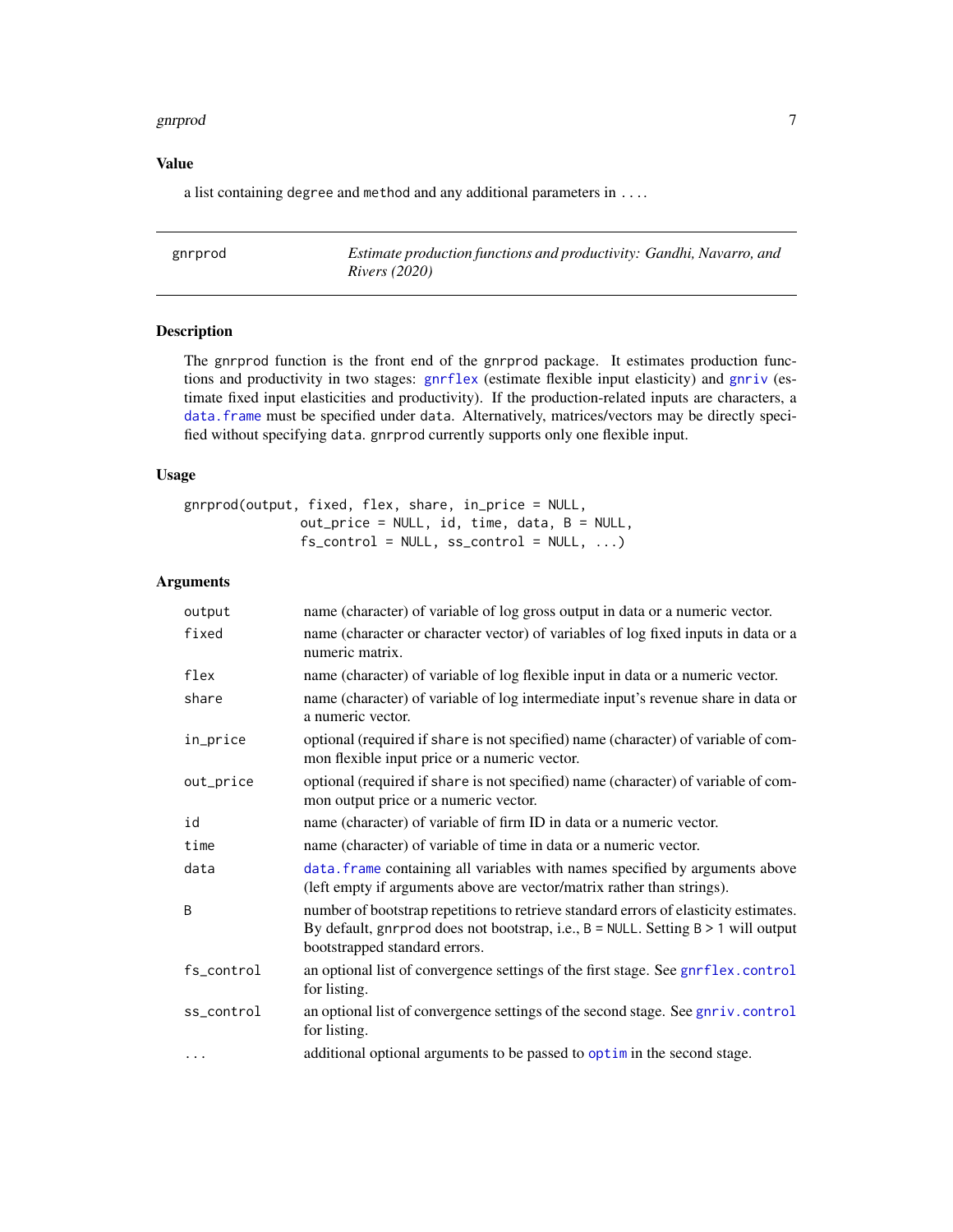### Value

a list containing `degree` and `method` and any additional parameters in `...`.

---

## gnrprod — *Estimate production functions and productivity: Gandhi, Navarro, and Rivers (2020)*

---

### Description

The `gnrprod` function is the front end of the `gnrprod` package. It estimates production functions and productivity in two stages: `gnrflex` (estimate flexible input elasticity) and `gnriv` (estimate fixed input elasticities and productivity). If the production-related inputs are characters, a `data.frame` must be specified under `data`. Alternatively, matrices/vectors may be directly specified without specifying `data`. `gnrprod` currently supports only one flexible input.

### Usage

```
gnrprod(output, fixed, flex, share, in_price = NULL,
               out_price = NULL, id, time, data, B = NULL,
               fs_control = NULL, ss_control = NULL, ...)
```

### Arguments

| | |
|---|---|
| `output` | name (character) of variable of log gross output in data or a numeric vector. |
| `fixed` | name (character or character vector) of variables of log fixed inputs in data or a numeric matrix. |
| `flex` | name (character) of variable of log flexible input in data or a numeric vector. |
| `share` | name (character) of variable of log intermediate input's revenue share in data or a numeric vector. |
| `in_price` | optional (required if `share` is not specified) name (character) of variable of common flexible input price or a numeric vector. |
| `out_price` | optional (required if `share` is not specified) name (character) of variable of common output price or a numeric vector. |
| `id` | name (character) of variable of firm ID in data or a numeric vector. |
| `time` | name (character) of variable of time in data or a numeric vector. |
| `data` | `data.frame` containing all variables with names specified by arguments above (left empty if arguments above are vector/matrix rather than strings). |
| `B` | number of bootstrap repetitions to retrieve standard errors of elasticity estimates. By default, `gnrprod` does not bootstrap, i.e., `B = NULL`. Setting `B > 1` will output bootstrapped standard errors. |
| `fs_control` | an optional list of convergence settings of the first stage. See `gnrflex.control` for listing. |
| `ss_control` | an optional list of convergence settings of the second stage. See `gnriv.control` for listing. |
| `...` | additional optional arguments to be passed to `optim` in the second stage. |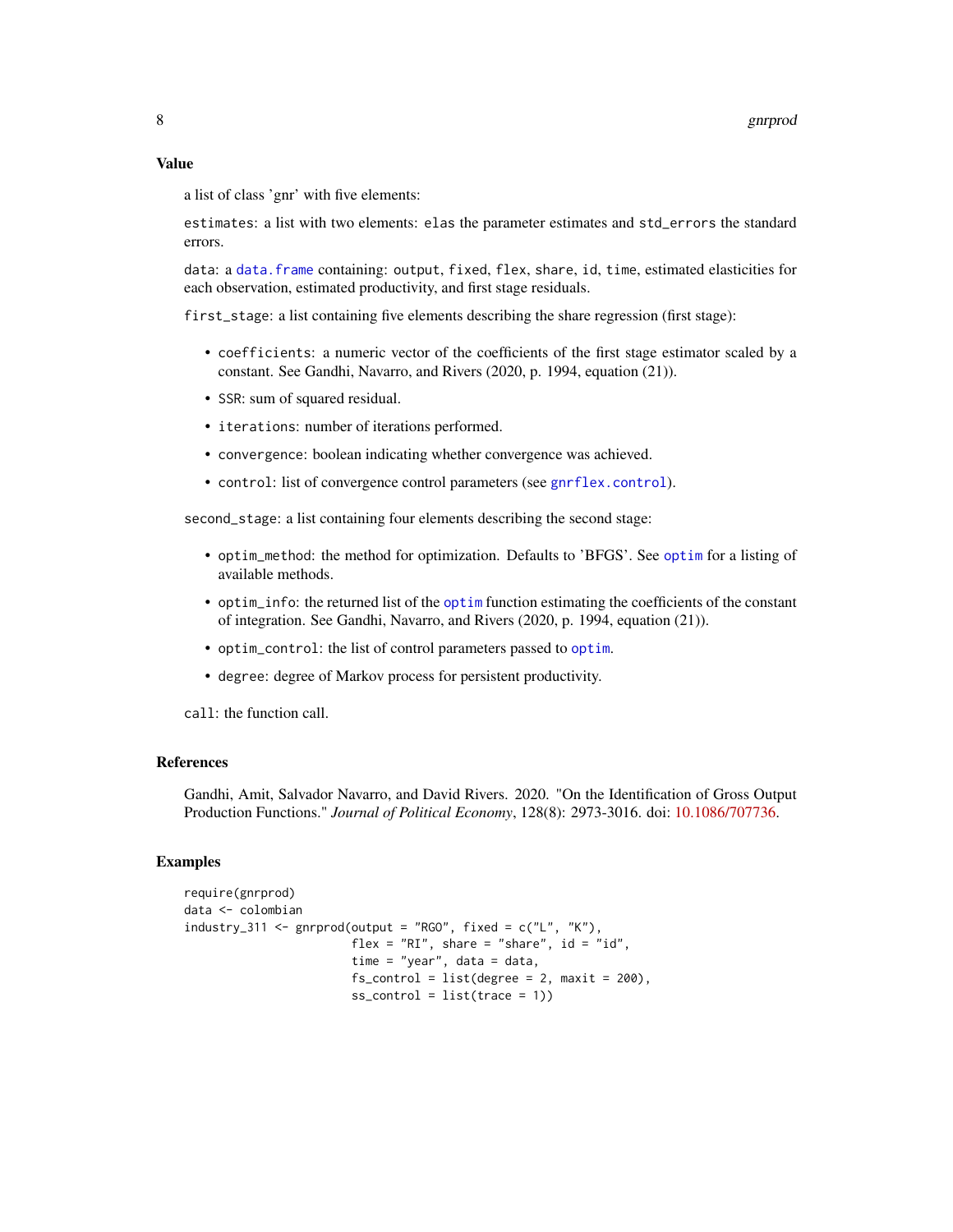## Value

a list of class 'gnr' with five elements:

`estimates`: a list with two elements: `elas` the parameter estimates and `std_errors` the standard errors.

`data`: a `data.frame` containing: `output`, `fixed`, `flex`, `share`, `id`, `time`, estimated elasticities for each observation, estimated productivity, and first stage residuals.

`first_stage`: a list containing five elements describing the share regression (first stage):

- `coefficients`: a numeric vector of the coefficients of the first stage estimator scaled by a constant. See Gandhi, Navarro, and Rivers (2020, p. 1994, equation (21)).
- `SSR`: sum of squared residual.
- `iterations`: number of iterations performed.
- `convergence`: boolean indicating whether convergence was achieved.
- `control`: list of convergence control parameters (see `gnrflex.control`).

`second_stage`: a list containing four elements describing the second stage:

- `optim_method`: the method for optimization. Defaults to 'BFGS'. See `optim` for a listing of available methods.
- `optim_info`: the returned list of the `optim` function estimating the coefficients of the constant of integration. See Gandhi, Navarro, and Rivers (2020, p. 1994, equation (21)).
- `optim_control`: the list of control parameters passed to `optim`.
- `degree`: degree of Markov process for persistent productivity.

`call`: the function call.

## References

Gandhi, Amit, Salvador Navarro, and David Rivers. 2020. "On the Identification of Gross Output Production Functions." *Journal of Political Economy*, 128(8): 2973-3016. doi: 10.1086/707736.

## Examples

```
require(gnrprod)
data <- colombian
industry_311 <- gnrprod(output = "RGO", fixed = c("L", "K"),
                        flex = "RI", share = "share", id = "id",
                        time = "year", data = data,
                        fs_control = list(degree = 2, maxit = 200),
                        ss_control = list(trace = 1))
```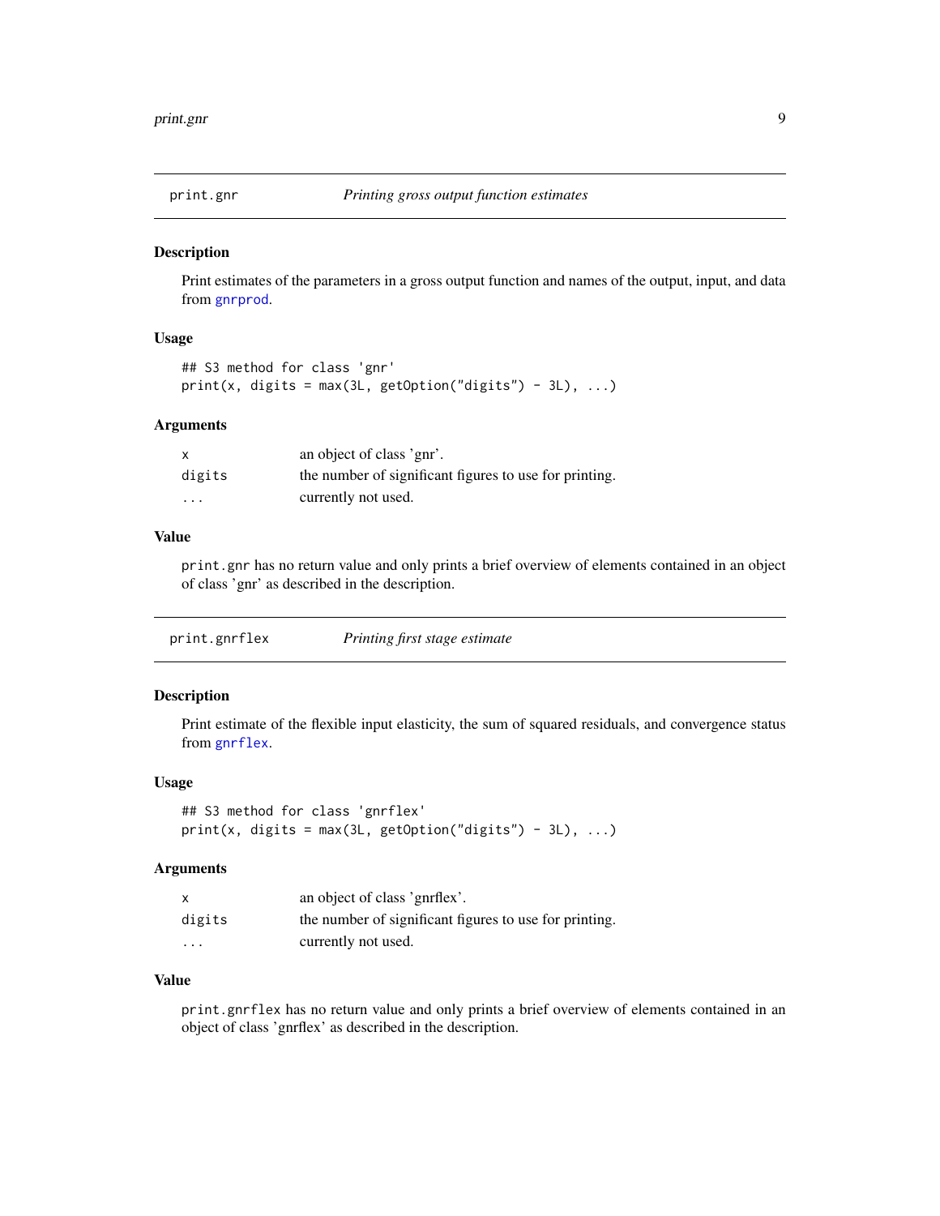## print.gnr — *Printing gross output function estimates*

### Description

Print estimates of the parameters in a gross output function and names of the output, input, and data from `gnrprod`.

### Usage

```
## S3 method for class 'gnr'
print(x, digits = max(3L, getOption("digits") - 3L), ...)
```

### Arguments

| | |
|---|---|
| `x` | an object of class 'gnr'. |
| `digits` | the number of significant figures to use for printing. |
| `...` | currently not used. |

### Value

`print.gnr` has no return value and only prints a brief overview of elements contained in an object of class 'gnr' as described in the description.

## print.gnrflex — *Printing first stage estimate*

### Description

Print estimate of the flexible input elasticity, the sum of squared residuals, and convergence status from `gnrflex`.

### Usage

```
## S3 method for class 'gnrflex'
print(x, digits = max(3L, getOption("digits") - 3L), ...)
```

### Arguments

| | |
|---|---|
| `x` | an object of class 'gnrflex'. |
| `digits` | the number of significant figures to use for printing. |
| `...` | currently not used. |

### Value

`print.gnrflex` has no return value and only prints a brief overview of elements contained in an object of class 'gnrflex' as described in the description.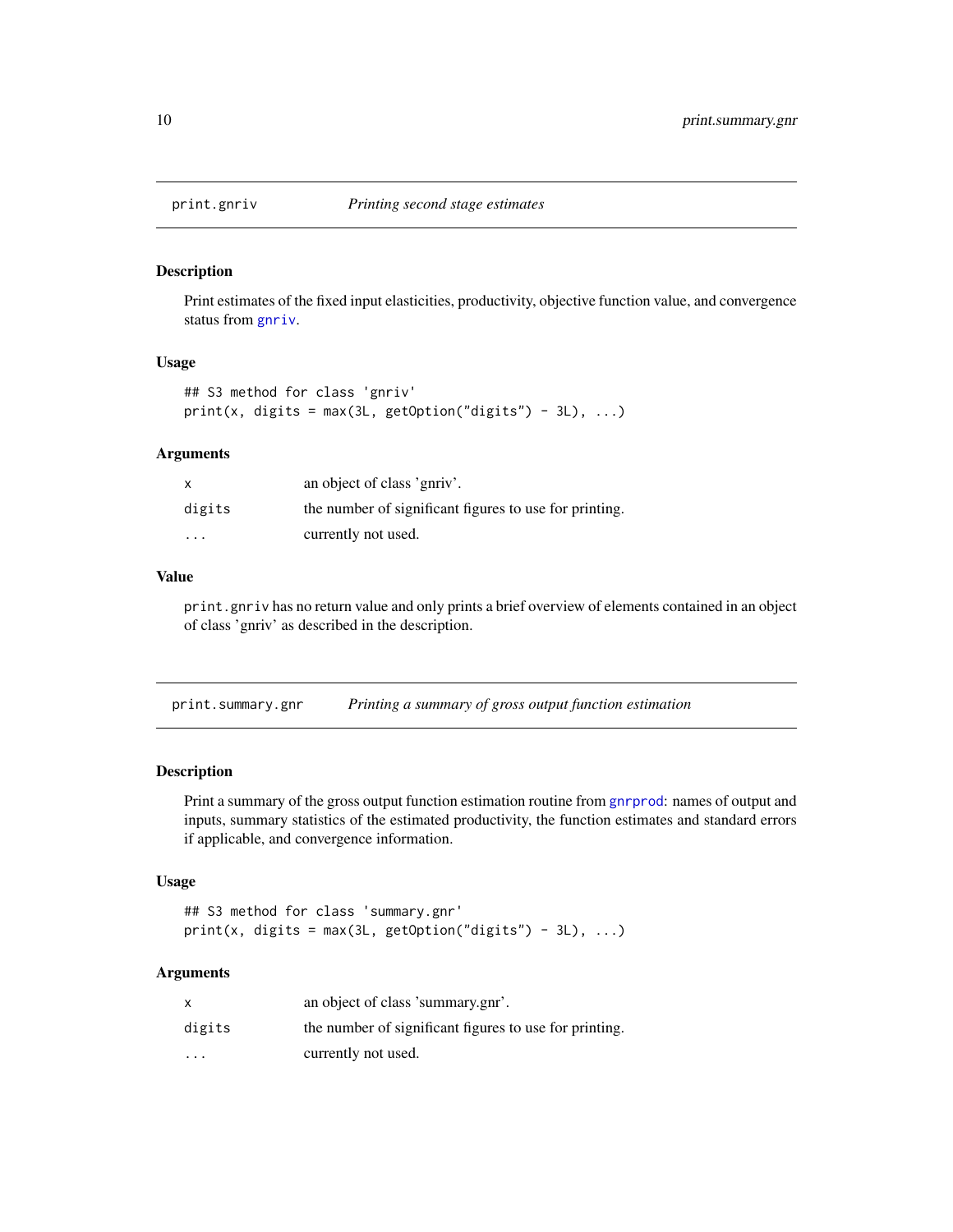## print.gnriv *Printing second stage estimates*

### Description

Print estimates of the fixed input elasticities, productivity, objective function value, and convergence status from gnriv.

### Usage

```
## S3 method for class 'gnriv'
print(x, digits = max(3L, getOption("digits") - 3L), ...)
```

### Arguments

| | |
|---|---|
| x | an object of class 'gnriv'. |
| digits | the number of significant figures to use for printing. |
| ... | currently not used. |

### Value

print.gnriv has no return value and only prints a brief overview of elements contained in an object of class 'gnriv' as described in the description.

## print.summary.gnr *Printing a summary of gross output function estimation*

### Description

Print a summary of the gross output function estimation routine from gnrprod: names of output and inputs, summary statistics of the estimated productivity, the function estimates and standard errors if applicable, and convergence information.

### Usage

```
## S3 method for class 'summary.gnr'
print(x, digits = max(3L, getOption("digits") - 3L), ...)
```

### Arguments

| | |
|---|---|
| x | an object of class 'summary.gnr'. |
| digits | the number of significant figures to use for printing. |
| ... | currently not used. |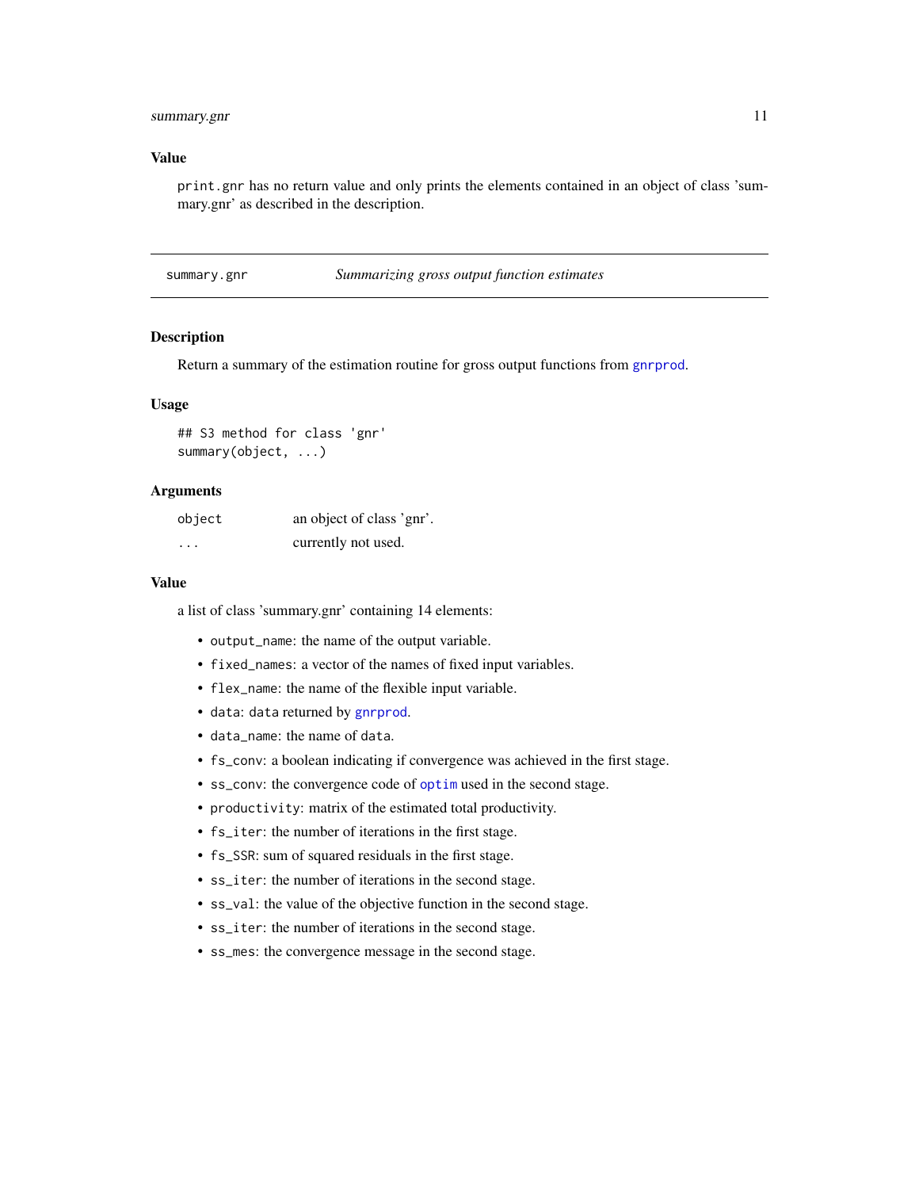## Value

`print.gnr` has no return value and only prints the elements contained in an object of class 'summary.gnr' as described in the description.

---

# summary.gnr — *Summarizing gross output function estimates*

---

## Description

Return a summary of the estimation routine for gross output functions from `gnrprod`.

## Usage

```
## S3 method for class 'gnr'
summary(object, ...)
```

## Arguments

| | |
|---|---|
| `object` | an object of class 'gnr'. |
| `...` | currently not used. |

## Value

a list of class 'summary.gnr' containing 14 elements:

- `output_name`: the name of the output variable.
- `fixed_names`: a vector of the names of fixed input variables.
- `flex_name`: the name of the flexible input variable.
- `data`: `data` returned by `gnrprod`.
- `data_name`: the name of `data`.
- `fs_conv`: a boolean indicating if convergence was achieved in the first stage.
- `ss_conv`: the convergence code of `optim` used in the second stage.
- `productivity`: matrix of the estimated total productivity.
- `fs_iter`: the number of iterations in the first stage.
- `fs_SSR`: sum of squared residuals in the first stage.
- `ss_iter`: the number of iterations in the second stage.
- `ss_val`: the value of the objective function in the second stage.
- `ss_iter`: the number of iterations in the second stage.
- `ss_mes`: the convergence message in the second stage.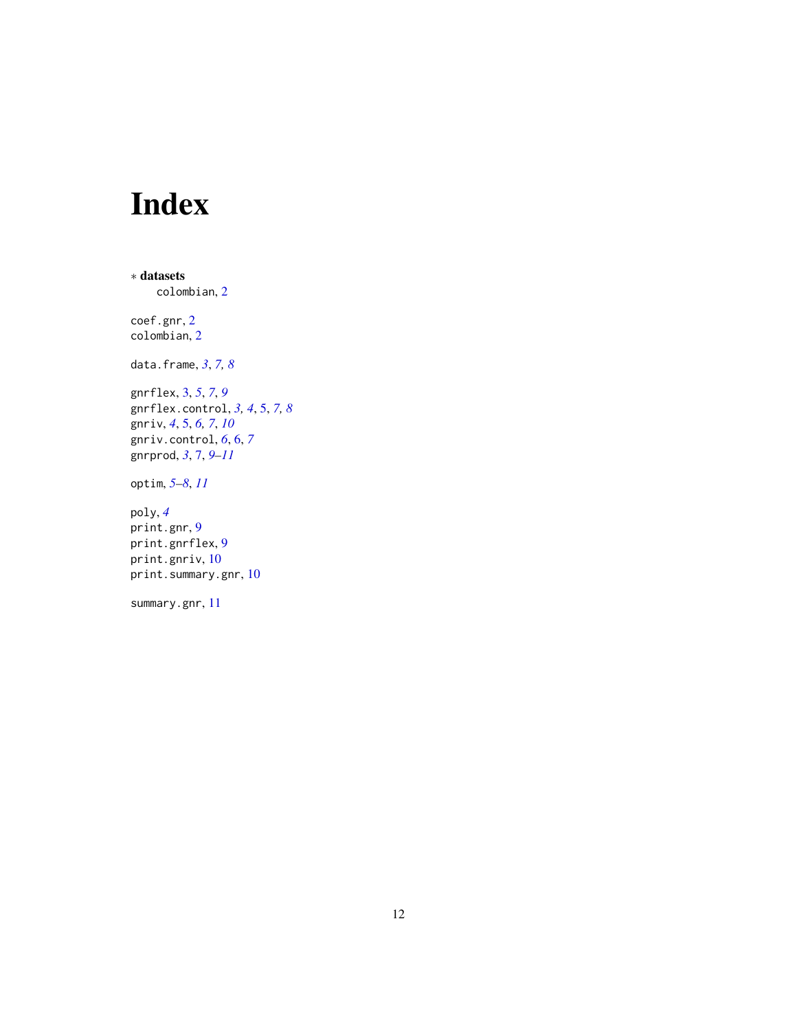# Index

∗ **datasets**
    colombian, 2

coef.gnr, 2
colombian, 2

data.frame, *3*, *7, 8*

gnrflex, 3, *5*, *7*, *9*
gnrflex.control, *3, 4*, 5, *7, 8*
gnriv, *4*, 5, *6, 7*, *10*
gnriv.control, *6*, 6, *7*
gnrprod, *3*, 7, *9–11*

optim, *5–8*, *11*

poly, *4*
print.gnr, 9
print.gnrflex, 9
print.gnriv, 10
print.summary.gnr, 10

summary.gnr, 11